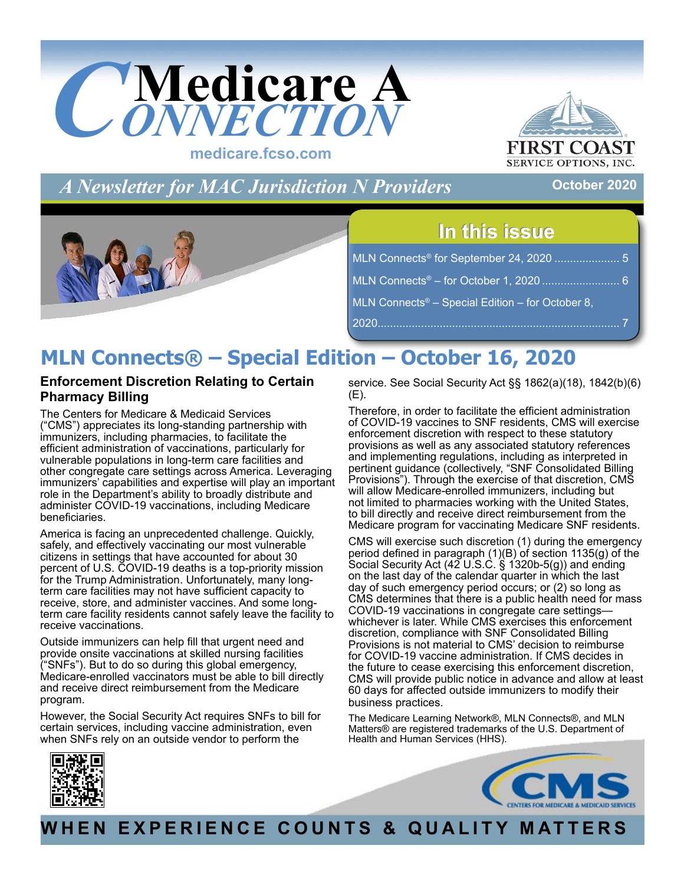# Medicare A Connection

medicare.fcso.com

FIRST COAST SERVICE OPTIONS, INC.

*A Newsletter for MAC Jurisdiction N Providers*

October 2020

## In this issue

MLN Connects® for September 24, 2020 ..................... 5

MLN Connects® – for October 1, 2020 ......................... 6

MLN Connects® – Special Edition – for October 8, 2020........................................................................... 7

# MLN Connects® – Special Edition – October 16, 2020

### Enforcement Discretion Relating to Certain Pharmacy Billing

The Centers for Medicare & Medicaid Services ("CMS") appreciates its long-standing partnership with immunizers, including pharmacies, to facilitate the efficient administration of vaccinations, particularly for vulnerable populations in long-term care facilities and other congregate care settings across America. Leveraging immunizers' capabilities and expertise will play an important role in the Department's ability to broadly distribute and administer COVID-19 vaccinations, including Medicare beneficiaries.

America is facing an unprecedented challenge. Quickly, safely, and effectively vaccinating our most vulnerable citizens in settings that have accounted for about 30 percent of U.S. COVID-19 deaths is a top-priority mission for the Trump Administration. Unfortunately, many long-term care facilities may not have sufficient capacity to receive, store, and administer vaccines. And some long-term care facility residents cannot safely leave the facility to receive vaccinations.

Outside immunizers can help fill that urgent need and provide onsite vaccinations at skilled nursing facilities ("SNFs"). But to do so during this global emergency, Medicare-enrolled vaccinators must be able to bill directly and receive direct reimbursement from the Medicare program.

However, the Social Security Act requires SNFs to bill for certain services, including vaccine administration, even when SNFs rely on an outside vendor to perform the service. See Social Security Act §§ 1862(a)(18), 1842(b)(6)(E).

Therefore, in order to facilitate the efficient administration of COVID-19 vaccines to SNF residents, CMS will exercise enforcement discretion with respect to these statutory provisions as well as any associated statutory references and implementing regulations, including as interpreted in pertinent guidance (collectively, "SNF Consolidated Billing Provisions"). Through the exercise of that discretion, CMS will allow Medicare-enrolled immunizers, including but not limited to pharmacies working with the United States, to bill directly and receive direct reimbursement from the Medicare program for vaccinating Medicare SNF residents.

CMS will exercise such discretion (1) during the emergency period defined in paragraph (1)(B) of section 1135(g) of the Social Security Act (42 U.S.C. § 1320b-5(g)) and ending on the last day of the calendar quarter in which the last day of such emergency period occurs; or (2) so long as CMS determines that there is a public health need for mass COVID-19 vaccinations in congregate care settings—whichever is later. While CMS exercises this enforcement discretion, compliance with SNF Consolidated Billing Provisions is not material to CMS' decision to reimburse for COVID-19 vaccine administration. If CMS decides in the future to cease exercising this enforcement discretion, CMS will provide public notice in advance and allow at least 60 days for affected outside immunizers to modify their business practices.

The Medicare Learning Network®, MLN Connects®, and MLN Matters® are registered trademarks of the U.S. Department of Health and Human Services (HHS).

WHEN EXPERIENCE COUNTS & QUALITY MATTERS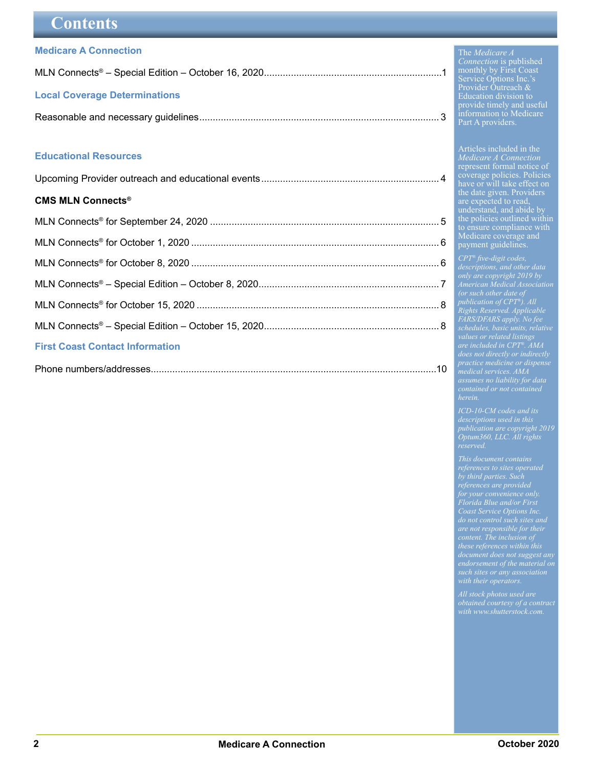# Contents

### Medicare A Connection

MLN Connects® – Special Edition – October 16, 2020 ........ 1

### Local Coverage Determinations

Reasonable and necessary guidelines ........ 3

### Educational Resources

Upcoming Provider outreach and educational events ........ 4

**CMS MLN Connects®**

MLN Connects® for September 24, 2020 ........ 5

MLN Connects® for October 1, 2020 ........ 6

MLN Connects® for October 8, 2020 ........ 6

MLN Connects® – Special Edition – October 8, 2020 ........ 7

MLN Connects® for October 15, 2020 ........ 8

MLN Connects® – Special Edition – October 15, 2020 ........ 8

### First Coast Contact Information

Phone numbers/addresses ........ 10

---

The *Medicare A Connection* is published monthly by First Coast Service Options Inc.'s Provider Outreach & Education division to provide timely and useful information to Medicare Part A providers.

Articles included in the *Medicare A Connection* represent formal notice of coverage policies. Policies have or will take effect on the date given. Providers are expected to read, understand, and abide by the policies outlined within to ensure compliance with Medicare coverage and payment guidelines.

*CPT® five-digit codes, descriptions, and other data only are copyright 2019 by American Medical Association (or such other date of publication of CPT®). All Rights Reserved. Applicable FARS/DFARS apply. No fee schedules, basic units, relative values or related listings are included in CPT®. AMA does not directly or indirectly practice medicine or dispense medical services. AMA assumes no liability for data contained or not contained herein.*

*ICD-10-CM codes and its descriptions used in this publication are copyright 2019 Optum360, LLC. All rights reserved.*

*This document contains references to sites operated by third parties. Such references are provided for your convenience only. Florida Blue and/or First Coast Service Options Inc. do not control such sites and are not responsible for their content. The inclusion of these references within this document does not suggest any endorsement of the material on such sites or any association with their operators.*

*All stock photos used are obtained courtesy of a contract with www.shutterstock.com.*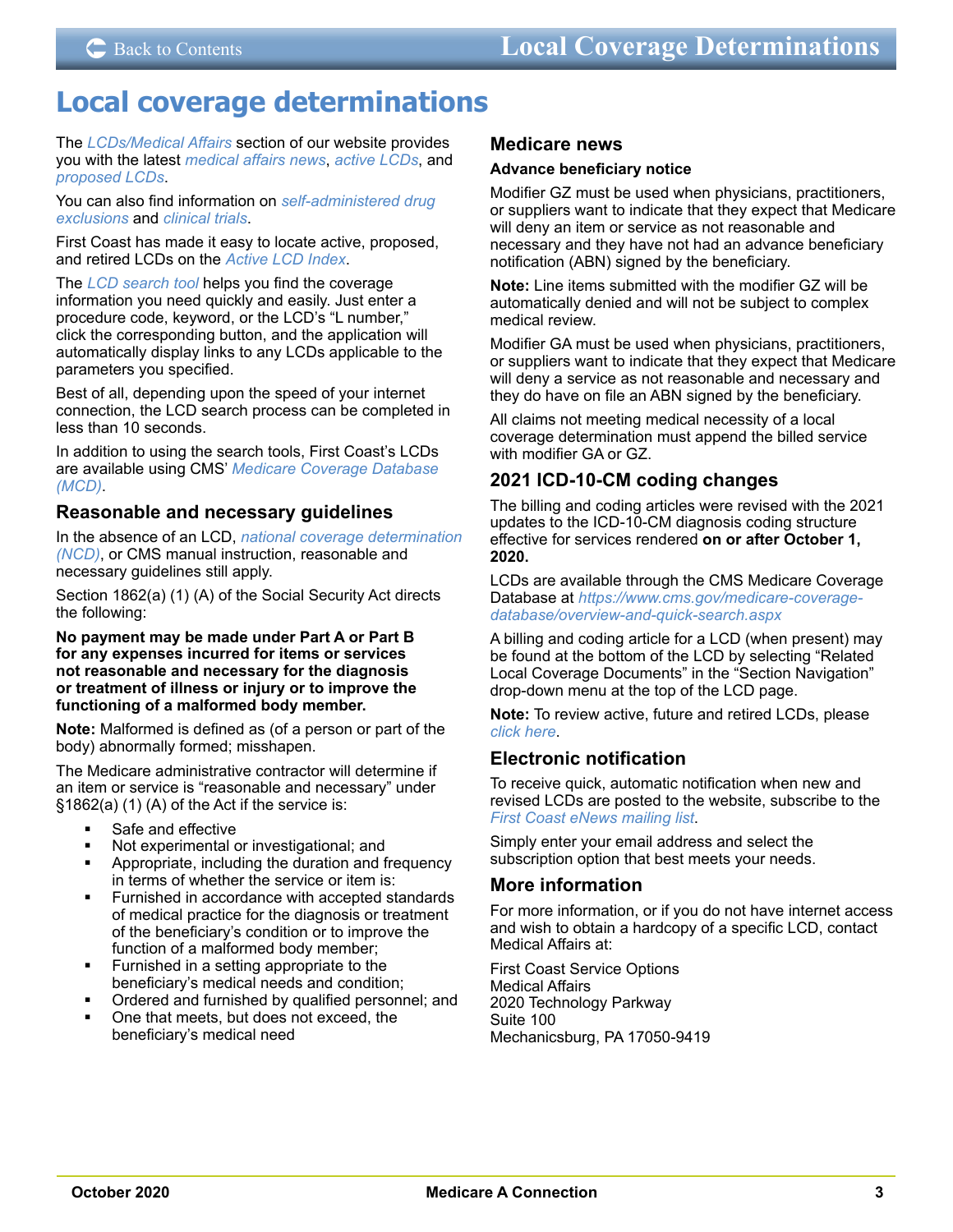# Local coverage determinations

The *LCDs/Medical Affairs* section of our website provides you with the latest *medical affairs news*, *active LCDs*, and *proposed LCDs*.

You can also find information on *self-administered drug exclusions* and *clinical trials*.

First Coast has made it easy to locate active, proposed, and retired LCDs on the *Active LCD Index*.

The *LCD search tool* helps you find the coverage information you need quickly and easily. Just enter a procedure code, keyword, or the LCD's "L number," click the corresponding button, and the application will automatically display links to any LCDs applicable to the parameters you specified.

Best of all, depending upon the speed of your internet connection, the LCD search process can be completed in less than 10 seconds.

In addition to using the search tools, First Coast's LCDs are available using CMS' *Medicare Coverage Database (MCD)*.

## Reasonable and necessary guidelines

In the absence of an LCD, *national coverage determination (NCD)*, or CMS manual instruction, reasonable and necessary guidelines still apply.

Section 1862(a) (1) (A) of the Social Security Act directs the following:

**No payment may be made under Part A or Part B for any expenses incurred for items or services not reasonable and necessary for the diagnosis or treatment of illness or injury or to improve the functioning of a malformed body member.**

**Note:** Malformed is defined as (of a person or part of the body) abnormally formed; misshapen.

The Medicare administrative contractor will determine if an item or service is "reasonable and necessary" under §1862(a) (1) (A) of the Act if the service is:

- Safe and effective
- Not experimental or investigational; and
- Appropriate, including the duration and frequency in terms of whether the service or item is:
- Furnished in accordance with accepted standards of medical practice for the diagnosis or treatment of the beneficiary's condition or to improve the function of a malformed body member;
- Furnished in a setting appropriate to the beneficiary's medical needs and condition;
- Ordered and furnished by qualified personnel; and
- One that meets, but does not exceed, the beneficiary's medical need

## Medicare news

### Advance beneficiary notice

Modifier GZ must be used when physicians, practitioners, or suppliers want to indicate that they expect that Medicare will deny an item or service as not reasonable and necessary and they have not had an advance beneficiary notification (ABN) signed by the beneficiary.

**Note:** Line items submitted with the modifier GZ will be automatically denied and will not be subject to complex medical review.

Modifier GA must be used when physicians, practitioners, or suppliers want to indicate that they expect that Medicare will deny a service as not reasonable and necessary and they do have on file an ABN signed by the beneficiary.

All claims not meeting medical necessity of a local coverage determination must append the billed service with modifier GA or GZ.

## 2021 ICD-10-CM coding changes

The billing and coding articles were revised with the 2021 updates to the ICD-10-CM diagnosis coding structure effective for services rendered **on or after October 1, 2020.**

LCDs are available through the CMS Medicare Coverage Database at *https://www.cms.gov/medicare-coverage-database/overview-and-quick-search.aspx*

A billing and coding article for a LCD (when present) may be found at the bottom of the LCD by selecting "Related Local Coverage Documents" in the "Section Navigation" drop-down menu at the top of the LCD page.

**Note:** To review active, future and retired LCDs, please *click here*.

## Electronic notification

To receive quick, automatic notification when new and revised LCDs are posted to the website, subscribe to the *First Coast eNews mailing list*.

Simply enter your email address and select the subscription option that best meets your needs.

## More information

For more information, or if you do not have internet access and wish to obtain a hardcopy of a specific LCD, contact Medical Affairs at:

First Coast Service Options
Medical Affairs
2020 Technology Parkway
Suite 100
Mechanicsburg, PA 17050-9419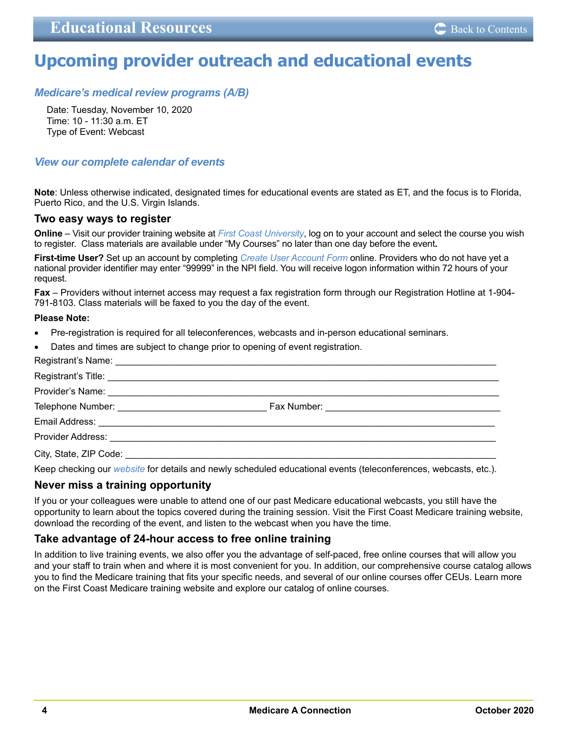# Upcoming provider outreach and educational events

### *Medicare's medical review programs (A/B)*

Date: Tuesday, November 10, 2020
Time: 10 - 11:30 a.m. ET
Type of Event: Webcast

### *View our complete calendar of events*

**Note**: Unless otherwise indicated, designated times for educational events are stated as ET, and the focus is to Florida, Puerto Rico, and the U.S. Virgin Islands.

### Two easy ways to register

**Online** – Visit our provider training website at *First Coast University*, log on to your account and select the course you wish to register. Class materials are available under "My Courses" no later than one day before the event**.**

**First-time User?** Set up an account by completing *Create User Account Form* online. Providers who do not have yet a national provider identifier may enter "99999" in the NPI field. You will receive logon information within 72 hours of your request.

**Fax** – Providers without internet access may request a fax registration form through our Registration Hotline at 1-904-791-8103. Class materials will be faxed to you the day of the event.

**Please Note:**

- Pre-registration is required for all teleconferences, webcasts and in-person educational seminars.
- Dates and times are subject to change prior to opening of event registration.

Registrant's Name: ______________________________________________

Registrant's Title: ______________________________________________

Provider's Name: ______________________________________________

Telephone Number: ____________________ Fax Number: ____________________

Email Address: ______________________________________________

Provider Address: ______________________________________________

City, State, ZIP Code: ______________________________________________

Keep checking our *website* for details and newly scheduled educational events (teleconferences, webcasts, etc.).

### Never miss a training opportunity

If you or your colleagues were unable to attend one of our past Medicare educational webcasts, you still have the opportunity to learn about the topics covered during the training session. Visit the First Coast Medicare training website, download the recording of the event, and listen to the webcast when you have the time.

### Take advantage of 24-hour access to free online training

In addition to live training events, we also offer you the advantage of self-paced, free online courses that will allow you and your staff to train when and where it is most convenient for you. In addition, our comprehensive course catalog allows you to find the Medicare training that fits your specific needs, and several of our online courses offer CEUs. Learn more on the First Coast Medicare training website and explore our catalog of online courses.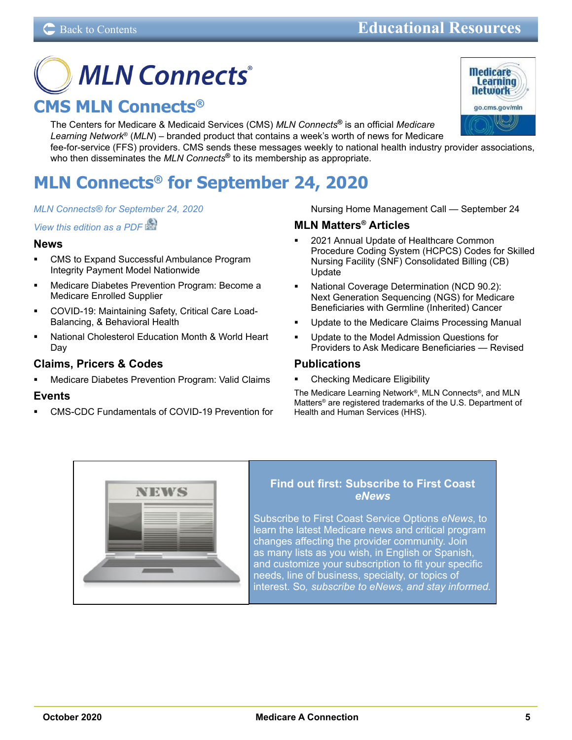# CMS MLN Connects®

The Centers for Medicare & Medicaid Services (CMS) *MLN Connects*® is an official *Medicare Learning Network*® (*MLN*) – branded product that contains a week's worth of news for Medicare fee-for-service (FFS) providers. CMS sends these messages weekly to national health industry provider associations, who then disseminates the *MLN Connects*® to its membership as appropriate.

## MLN Connects® for September 24, 2020

*MLN Connects® for September 24, 2020*

*View this edition as a PDF*

### News

- CMS to Expand Successful Ambulance Program Integrity Payment Model Nationwide
- Medicare Diabetes Prevention Program: Become a Medicare Enrolled Supplier
- COVID-19: Maintaining Safety, Critical Care Load-Balancing, & Behavioral Health
- National Cholesterol Education Month & World Heart Day

### Claims, Pricers & Codes

- Medicare Diabetes Prevention Program: Valid Claims

### Events

- CMS-CDC Fundamentals of COVID-19 Prevention for Nursing Home Management Call — September 24

### MLN Matters® Articles

- 2021 Annual Update of Healthcare Common Procedure Coding System (HCPCS) Codes for Skilled Nursing Facility (SNF) Consolidated Billing (CB) Update
- National Coverage Determination (NCD 90.2): Next Generation Sequencing (NGS) for Medicare Beneficiaries with Germline (Inherited) Cancer
- Update to the Medicare Claims Processing Manual
- Update to the Model Admission Questions for Providers to Ask Medicare Beneficiaries — Revised

### Publications

- Checking Medicare Eligibility

The Medicare Learning Network®, MLN Connects®, and MLN Matters® are registered trademarks of the U.S. Department of Health and Human Services (HHS).

**Find out first: Subscribe to First Coast *eNews***

Subscribe to First Coast Service Options *eNews*, to learn the latest Medicare news and critical program changes affecting the provider community. Join as many lists as you wish, in English or Spanish, and customize your subscription to fit your specific needs, line of business, specialty, or topics of interest. So*, subscribe to eNews, and stay informed.*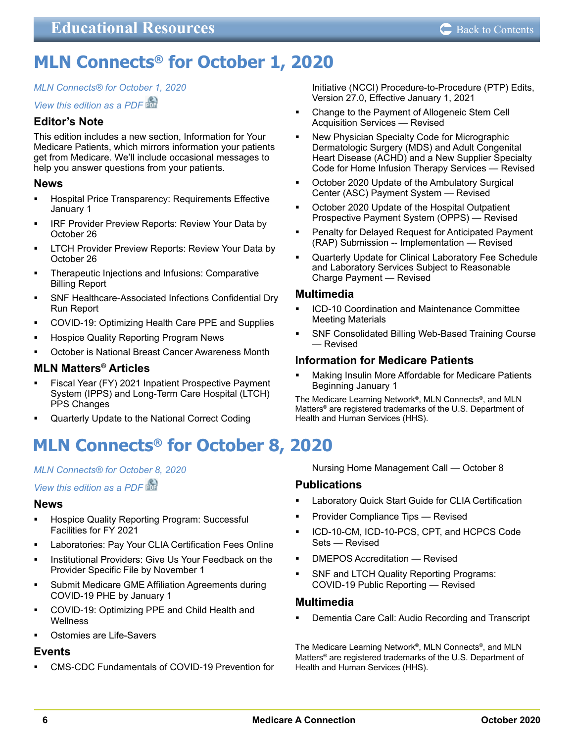# Educational Resources

## MLN Connects® for October 1, 2020

*MLN Connects® for October 1, 2020*

*View this edition as a PDF*

### Editor's Note

This edition includes a new section, Information for Your Medicare Patients, which mirrors information your patients get from Medicare. We'll include occasional messages to help you answer questions from your patients.

### News

- Hospital Price Transparency: Requirements Effective January 1
- IRF Provider Preview Reports: Review Your Data by October 26
- LTCH Provider Preview Reports: Review Your Data by October 26
- Therapeutic Injections and Infusions: Comparative Billing Report
- SNF Healthcare-Associated Infections Confidential Dry Run Report
- COVID-19: Optimizing Health Care PPE and Supplies
- Hospice Quality Reporting Program News
- October is National Breast Cancer Awareness Month

### MLN Matters® Articles

- Fiscal Year (FY) 2021 Inpatient Prospective Payment System (IPPS) and Long-Term Care Hospital (LTCH) PPS Changes
- Quarterly Update to the National Correct Coding Initiative (NCCI) Procedure-to-Procedure (PTP) Edits, Version 27.0, Effective January 1, 2021
- Change to the Payment of Allogeneic Stem Cell Acquisition Services — Revised
- New Physician Specialty Code for Micrographic Dermatologic Surgery (MDS) and Adult Congenital Heart Disease (ACHD) and a New Supplier Specialty Code for Home Infusion Therapy Services — Revised
- October 2020 Update of the Ambulatory Surgical Center (ASC) Payment System — Revised
- October 2020 Update of the Hospital Outpatient Prospective Payment System (OPPS) — Revised
- Penalty for Delayed Request for Anticipated Payment (RAP) Submission -- Implementation — Revised
- Quarterly Update for Clinical Laboratory Fee Schedule and Laboratory Services Subject to Reasonable Charge Payment — Revised

### Multimedia

- ICD-10 Coordination and Maintenance Committee Meeting Materials
- SNF Consolidated Billing Web-Based Training Course — Revised

### Information for Medicare Patients

- Making Insulin More Affordable for Medicare Patients Beginning January 1

The Medicare Learning Network®, MLN Connects®, and MLN Matters® are registered trademarks of the U.S. Department of Health and Human Services (HHS).

## MLN Connects® for October 8, 2020

*MLN Connects® for October 8, 2020*

*View this edition as a PDF*

### News

- Hospice Quality Reporting Program: Successful Facilities for FY 2021
- Laboratories: Pay Your CLIA Certification Fees Online
- Institutional Providers: Give Us Your Feedback on the Provider Specific File by November 1
- Submit Medicare GME Affiliation Agreements during COVID-19 PHE by January 1
- COVID-19: Optimizing PPE and Child Health and Wellness
- Ostomies are Life-Savers

### Events

- CMS-CDC Fundamentals of COVID-19 Prevention for Nursing Home Management Call — October 8

### Publications

- Laboratory Quick Start Guide for CLIA Certification
- Provider Compliance Tips — Revised
- ICD-10-CM, ICD-10-PCS, CPT, and HCPCS Code Sets — Revised
- DMEPOS Accreditation — Revised
- SNF and LTCH Quality Reporting Programs: COVID-19 Public Reporting — Revised

### Multimedia

- Dementia Care Call: Audio Recording and Transcript

The Medicare Learning Network®, MLN Connects®, and MLN Matters® are registered trademarks of the U.S. Department of Health and Human Services (HHS).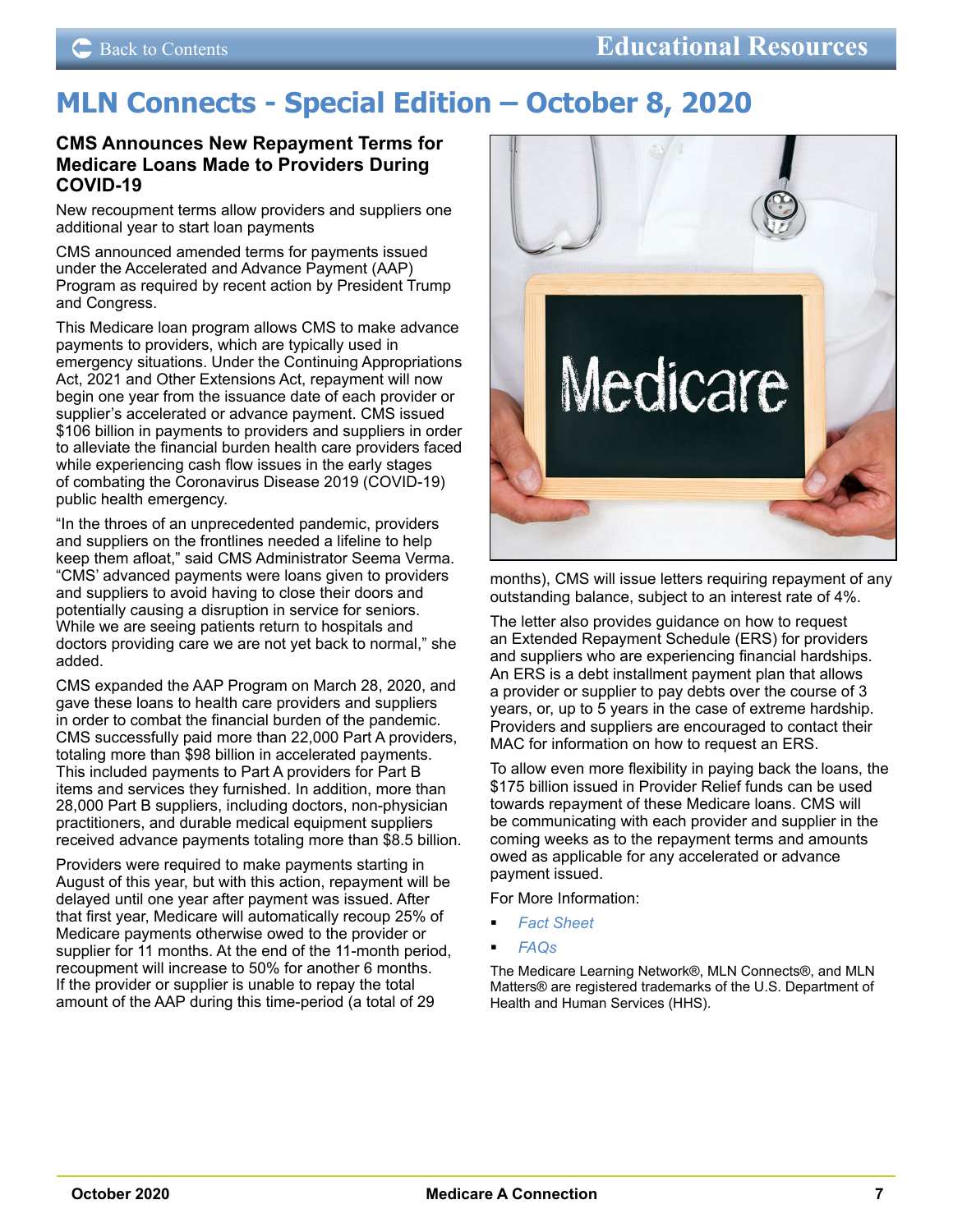# MLN Connects - Special Edition – October 8, 2020

### CMS Announces New Repayment Terms for Medicare Loans Made to Providers During COVID-19

New recoupment terms allow providers and suppliers one additional year to start loan payments

CMS announced amended terms for payments issued under the Accelerated and Advance Payment (AAP) Program as required by recent action by President Trump and Congress.

This Medicare loan program allows CMS to make advance payments to providers, which are typically used in emergency situations. Under the Continuing Appropriations Act, 2021 and Other Extensions Act, repayment will now begin one year from the issuance date of each provider or supplier's accelerated or advance payment. CMS issued $106 billion in payments to providers and suppliers in order to alleviate the financial burden health care providers faced while experiencing cash flow issues in the early stages of combating the Coronavirus Disease 2019 (COVID-19) public health emergency.

"In the throes of an unprecedented pandemic, providers and suppliers on the frontlines needed a lifeline to help keep them afloat," said CMS Administrator Seema Verma. "CMS' advanced payments were loans given to providers and suppliers to avoid having to close their doors and potentially causing a disruption in service for seniors. While we are seeing patients return to hospitals and doctors providing care we are not yet back to normal," she added.

CMS expanded the AAP Program on March 28, 2020, and gave these loans to health care providers and suppliers in order to combat the financial burden of the pandemic. CMS successfully paid more than 22,000 Part A providers, totaling more than $98 billion in accelerated payments. This included payments to Part A providers for Part B items and services they furnished. In addition, more than 28,000 Part B suppliers, including doctors, non-physician practitioners, and durable medical equipment suppliers received advance payments totaling more than $8.5 billion.

Providers were required to make payments starting in August of this year, but with this action, repayment will be delayed until one year after payment was issued. After that first year, Medicare will automatically recoup 25% of Medicare payments otherwise owed to the provider or supplier for 11 months. At the end of the 11-month period, recoupment will increase to 50% for another 6 months. If the provider or supplier is unable to repay the total amount of the AAP during this time-period (a total of 29 months), CMS will issue letters requiring repayment of any outstanding balance, subject to an interest rate of 4%.

The letter also provides guidance on how to request an Extended Repayment Schedule (ERS) for providers and suppliers who are experiencing financial hardships. An ERS is a debt installment payment plan that allows a provider or supplier to pay debts over the course of 3 years, or, up to 5 years in the case of extreme hardship. Providers and suppliers are encouraged to contact their MAC for information on how to request an ERS.

To allow even more flexibility in paying back the loans, the $175 billion issued in Provider Relief funds can be used towards repayment of these Medicare loans. CMS will be communicating with each provider and supplier in the coming weeks as to the repayment terms and amounts owed as applicable for any accelerated or advance payment issued.

For More Information:

- *Fact Sheet*
- *FAQs*

The Medicare Learning Network®, MLN Connects®, and MLN Matters® are registered trademarks of the U.S. Department of Health and Human Services (HHS).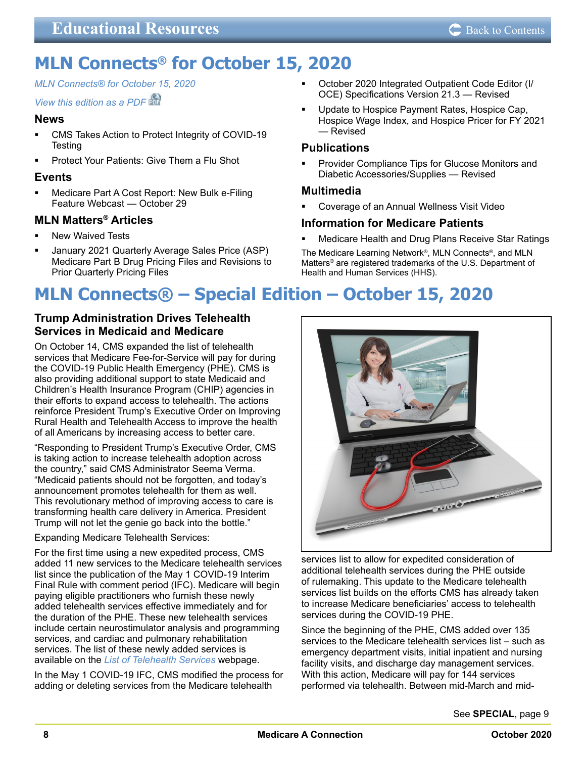# Educational Resources

# MLN Connects® for October 15, 2020

*MLN Connects® for October 15, 2020*

*View this edition as a PDF*

### News

- CMS Takes Action to Protect Integrity of COVID-19 Testing
- Protect Your Patients: Give Them a Flu Shot

### Events

- Medicare Part A Cost Report: New Bulk e-Filing Feature Webcast — October 29

### MLN Matters® Articles

- New Waived Tests
- January 2021 Quarterly Average Sales Price (ASP) Medicare Part B Drug Pricing Files and Revisions to Prior Quarterly Pricing Files
- October 2020 Integrated Outpatient Code Editor (I/OCE) Specifications Version 21.3 — Revised
- Update to Hospice Payment Rates, Hospice Cap, Hospice Wage Index, and Hospice Pricer for FY 2021 — Revised

### Publications

- Provider Compliance Tips for Glucose Monitors and Diabetic Accessories/Supplies — Revised

### Multimedia

- Coverage of an Annual Wellness Visit Video

### Information for Medicare Patients

- Medicare Health and Drug Plans Receive Star Ratings

The Medicare Learning Network®, MLN Connects®, and MLN Matters® are registered trademarks of the U.S. Department of Health and Human Services (HHS).

# MLN Connects® – Special Edition – October 15, 2020

### Trump Administration Drives Telehealth Services in Medicaid and Medicare

On October 14, CMS expanded the list of telehealth services that Medicare Fee-for-Service will pay for during the COVID-19 Public Health Emergency (PHE). CMS is also providing additional support to state Medicaid and Children's Health Insurance Program (CHIP) agencies in their efforts to expand access to telehealth. The actions reinforce President Trump's Executive Order on Improving Rural Health and Telehealth Access to improve the health of all Americans by increasing access to better care.

"Responding to President Trump's Executive Order, CMS is taking action to increase telehealth adoption across the country," said CMS Administrator Seema Verma. "Medicaid patients should not be forgotten, and today's announcement promotes telehealth for them as well. This revolutionary method of improving access to care is transforming health care delivery in America. President Trump will not let the genie go back into the bottle."

Expanding Medicare Telehealth Services:

For the first time using a new expedited process, CMS added 11 new services to the Medicare telehealth services list since the publication of the May 1 COVID-19 Interim Final Rule with comment period (IFC). Medicare will begin paying eligible practitioners who furnish these newly added telehealth services effective immediately and for the duration of the PHE. These new telehealth services include certain neurostimulator analysis and programming services, and cardiac and pulmonary rehabilitation services. The list of these newly added services is available on the *List of Telehealth Services* webpage.

In the May 1 COVID-19 IFC, CMS modified the process for adding or deleting services from the Medicare telehealth services list to allow for expedited consideration of additional telehealth services during the PHE outside of rulemaking. This update to the Medicare telehealth services list builds on the efforts CMS has already taken to increase Medicare beneficiaries' access to telehealth services during the COVID-19 PHE.

Since the beginning of the PHE, CMS added over 135 services to the Medicare telehealth services list – such as emergency department visits, initial inpatient and nursing facility visits, and discharge day management services. With this action, Medicare will pay for 144 services performed via telehealth. Between mid-March and mid-

See **SPECIAL**, page 9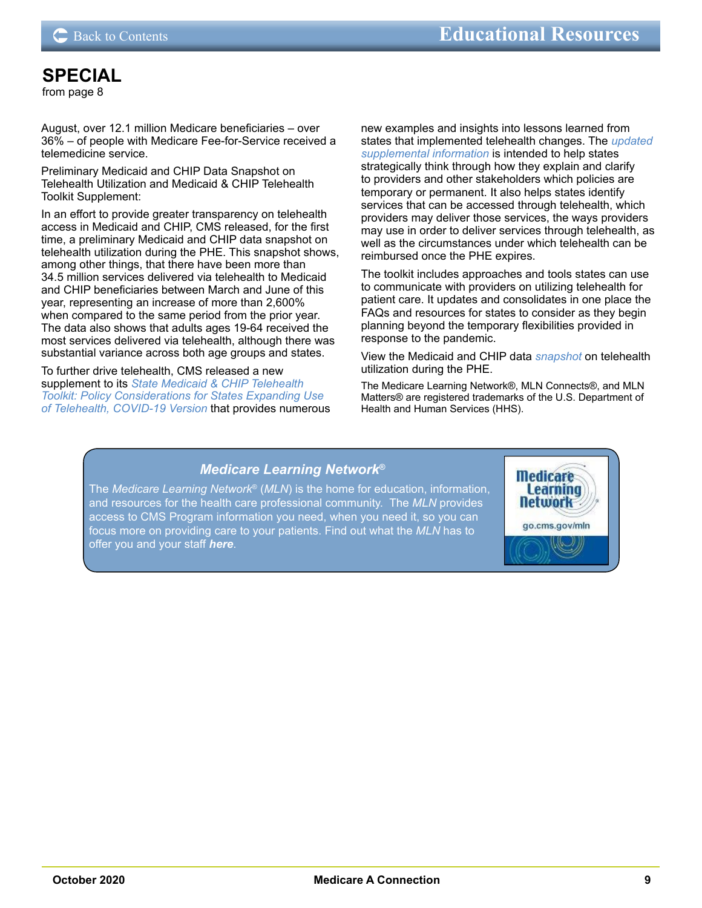## SPECIAL

from page 8

August, over 12.1 million Medicare beneficiaries – over 36% – of people with Medicare Fee-for-Service received a telemedicine service.

Preliminary Medicaid and CHIP Data Snapshot on Telehealth Utilization and Medicaid & CHIP Telehealth Toolkit Supplement:

In an effort to provide greater transparency on telehealth access in Medicaid and CHIP, CMS released, for the first time, a preliminary Medicaid and CHIP data snapshot on telehealth utilization during the PHE. This snapshot shows, among other things, that there have been more than 34.5 million services delivered via telehealth to Medicaid and CHIP beneficiaries between March and June of this year, representing an increase of more than 2,600% when compared to the same period from the prior year. The data also shows that adults ages 19-64 received the most services delivered via telehealth, although there was substantial variance across both age groups and states.

To further drive telehealth, CMS released a new supplement to its *State Medicaid & CHIP Telehealth Toolkit: Policy Considerations for States Expanding Use of Telehealth, COVID-19 Version* that provides numerous new examples and insights into lessons learned from states that implemented telehealth changes. The *updated supplemental information* is intended to help states strategically think through how they explain and clarify to providers and other stakeholders which policies are temporary or permanent. It also helps states identify services that can be accessed through telehealth, which providers may deliver those services, the ways providers may use in order to deliver services through telehealth, as well as the circumstances under which telehealth can be reimbursed once the PHE expires.

The toolkit includes approaches and tools states can use to communicate with providers on utilizing telehealth for patient care. It updates and consolidates in one place the FAQs and resources for states to consider as they begin planning beyond the temporary flexibilities provided in response to the pandemic.

View the Medicaid and CHIP data *snapshot* on telehealth utilization during the PHE.

The Medicare Learning Network®, MLN Connects®, and MLN Matters® are registered trademarks of the U.S. Department of Health and Human Services (HHS).

### *Medicare Learning Network®*

The *Medicare Learning Network®* (*MLN*) is the home for education, information, and resources for the health care professional community. The *MLN* provides access to CMS Program information you need, when you need it, so you can focus more on providing care to your patients. Find out what the *MLN* has to offer you and your staff ***here***.

Medicare Learning Network
go.cms.gov/mln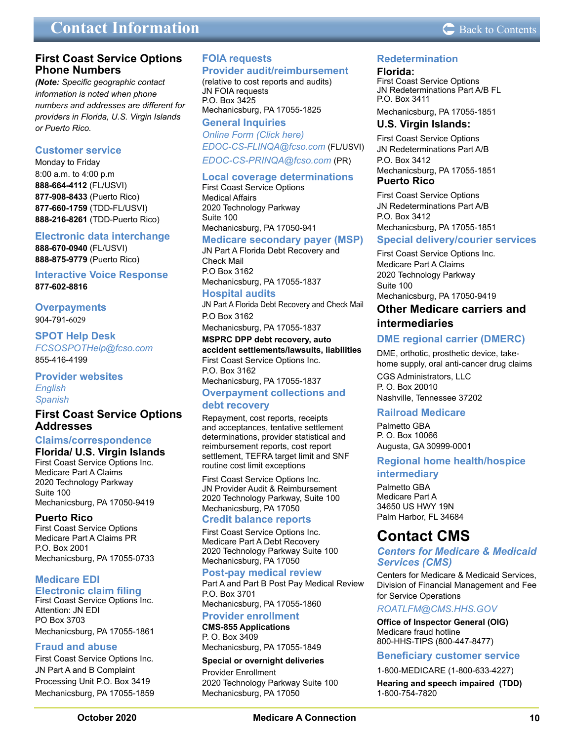# Contact Information

Back to Contents

## First Coast Service Options Phone Numbers

***(Note:** Specific geographic contact information is noted when phone numbers and addresses are different for providers in Florida, U.S. Virgin Islands or Puerto Rico.*

### Customer service

Monday to Friday
8:00 a.m. to 4:00 p.m
**888-664-4112** (FL/USVI)
**877-908-8433** (Puerto Rico)
**877-660-1759** (TDD-FL/USVI)
**888-216-8261** (TDD-Puerto Rico)

### Electronic data interchange

**888-670-0940** (FL/USVI)
**888-875-9779** (Puerto Rico)

### Interactive Voice Response

**877-602-8816**

### Overpayments

904-791-6029

### SPOT Help Desk

*FCSOSPOTHelp@fcso.com*
855-416-4199

### Provider websites

*English*
*Spanish*

## First Coast Service Options Addresses

### Claims/correspondence

**Florida/ U.S. Virgin Islands**
First Coast Service Options Inc.
Medicare Part A Claims
2020 Technology Parkway
Suite 100
Mechanicsburg, PA 17050-9419

**Puerto Rico**
First Coast Service Options
Medicare Part A Claims PR
P.O. Box 2001
Mechanicsburg, PA 17055-0733

### Medicare EDI Electronic claim filing

First Coast Service Options Inc.
Attention: JN EDI
PO Box 3703
Mechanicsburg, PA 17055-1861

### Fraud and abuse

First Coast Service Options Inc.
JN Part A and B Complaint
Processing Unit P.O. Box 3419
Mechanicsburg, PA 17055-1859

### FOIA requests Provider audit/reimbursement

(relative to cost reports and audits)
JN FOIA requests
P.O. Box 3425
Mechanicsburg, PA 17055-1825

### General Inquiries

*Online Form (Click here)*
*EDOC-CS-FLINQA@fcso.com* (FL/USVI)
*EDOC-CS-PRINQA@fcso.com* (PR)

### Local coverage determinations

First Coast Service Options
Medical Affairs
2020 Technology Parkway
Suite 100
Mechanicsburg, PA 17050-941

### Medicare secondary payer (MSP)

JN Part A Florida Debt Recovery and Check Mail
P.O Box 3162
Mechanicsburg, PA 17055-1837

### Hospital audits

JN Part A Florida Debt Recovery and Check Mail
P.O Box 3162
Mechanicsburg, PA 17055-1837

**MSPRC DPP debt recovery, auto accident settlements/lawsuits, liabilities**
First Coast Service Options Inc.
P.O. Box 3162
Mechanicsburg, PA 17055-1837

### Overpayment collections and debt recovery

Repayment, cost reports, receipts and acceptances, tentative settlement determinations, provider statistical and reimbursement reports, cost report settlement, TEFRA target limit and SNF routine cost limit exceptions

First Coast Service Options Inc.
JN Provider Audit & Reimbursement
2020 Technology Parkway, Suite 100
Mechanicsburg, PA 17050

### Credit balance reports

First Coast Service Options Inc.
Medicare Part A Debt Recovery
2020 Technology Parkway Suite 100
Mechanicsburg, PA 17050

### Post-pay medical review

Part A and Part B Post Pay Medical Review
P.O. Box 3701
Mechanicsburg, PA 17055-1860

### Provider enrollment

**CMS-855 Applications**
P. O. Box 3409
Mechanicsburg, PA 17055-1849

**Special or overnight deliveries**
Provider Enrollment
2020 Technology Parkway Suite 100
Mechanicsburg, PA 17050

### Redetermination

**Florida:**
First Coast Service Options
JN Redeterminations Part A/B FL
P.O. Box 3411
Mechanicsburg, PA 17055-1851

**U.S. Virgin Islands:**
First Coast Service Options
JN Redeterminations Part A/B
P.O. Box 3412
Mechanicsburg, PA 17055-1851

**Puerto Rico**
First Coast Service Options
JN Redeterminations Part A/B
P.O. Box 3412
Mechanicsburg, PA 17055-1851

### Special delivery/courier services

First Coast Service Options Inc.
Medicare Part A Claims
2020 Technology Parkway
Suite 100
Mechanicsburg, PA 17050-9419

## Other Medicare carriers and intermediaries

### DME regional carrier (DMERC)

DME, orthotic, prosthetic device, take-home supply, oral anti-cancer drug claims
CGS Administrators, LLC
P. O. Box 20010
Nashville, Tennessee 37202

### Railroad Medicare

Palmetto GBA
P. O. Box 10066
Augusta, GA 30999-0001

### Regional home health/hospice intermediary

Palmetto GBA
Medicare Part A
34650 US HWY 19N
Palm Harbor, FL 34684

## Contact CMS

### *Centers for Medicare & Medicaid Services (CMS)*

Centers for Medicare & Medicaid Services, Division of Financial Management and Fee for Service Operations
*ROATLFM@CMS.HHS.GOV*

**Office of Inspector General (OIG)**
Medicare fraud hotline
800-HHS-TIPS (800-447-8477)

### Beneficiary customer service

1-800-MEDICARE (1-800-633-4227)

**Hearing and speech impaired (TDD)**
1-800-754-7820